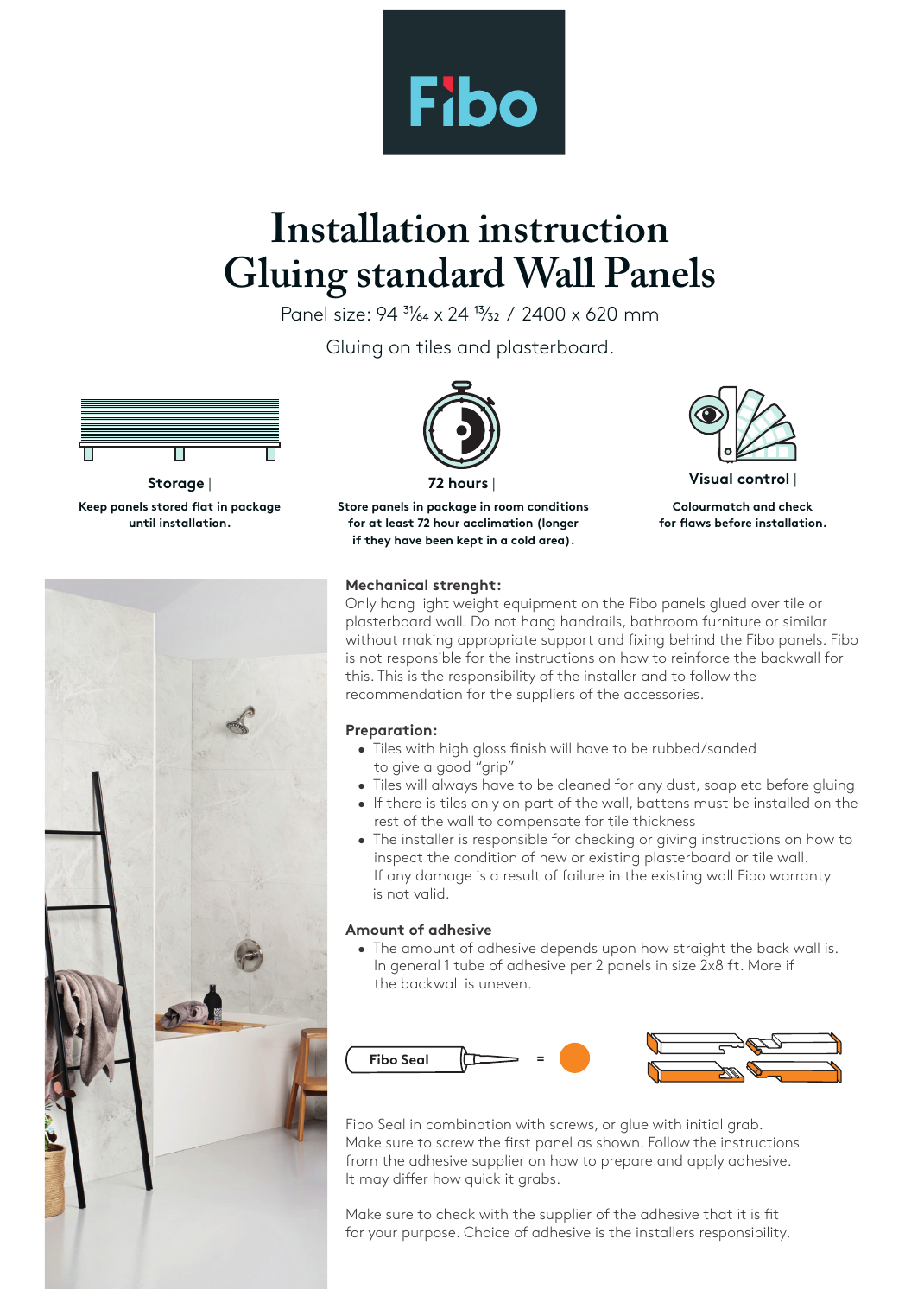Fibo

# Installation instruction
# Gluing standard Wall Panels

Panel size: 94 31⁄64 x 24 13⁄32 / 2400 x 620 mm

Gluing on tiles and plasterboard.

**Storage** |

**Keep panels stored flat in package until installation.**

**72 hours** |

**Store panels in package in room conditions for at least 72 hour acclimation (longer if they have been kept in a cold area).**

**Visual control** |

**Colourmatch and check for flaws before installation.**

### Mechanical strenght:

Only hang light weight equipment on the Fibo panels glued over tile or plasterboard wall. Do not hang handrails, bathroom furniture or similar without making appropriate support and fixing behind the Fibo panels. Fibo is not responsible for the instructions on how to reinforce the backwall for this. This is the responsibility of the installer and to follow the recommendation for the suppliers of the accessories.

### Preparation:

- Tiles with high gloss finish will have to be rubbed/sanded to give a good "grip"
- Tiles will always have to be cleaned for any dust, soap etc before gluing
- If there is tiles only on part of the wall, battens must be installed on the rest of the wall to compensate for tile thickness
- The installer is responsible for checking or giving instructions on how to inspect the condition of new or existing plasterboard or tile wall. If any damage is a result of failure in the existing wall Fibo warranty is not valid.

### Amount of adhesive

- The amount of adhesive depends upon how straight the back wall is. In general 1 tube of adhesive per 2 panels in size 2x8 ft. More if the backwall is uneven.

Fibo Seal =

Fibo Seal in combination with screws, or glue with initial grab. Make sure to screw the first panel as shown. Follow the instructions from the adhesive supplier on how to prepare and apply adhesive. It may differ how quick it grabs.

Make sure to check with the supplier of the adhesive that it is fit for your purpose. Choice of adhesive is the installers responsibility.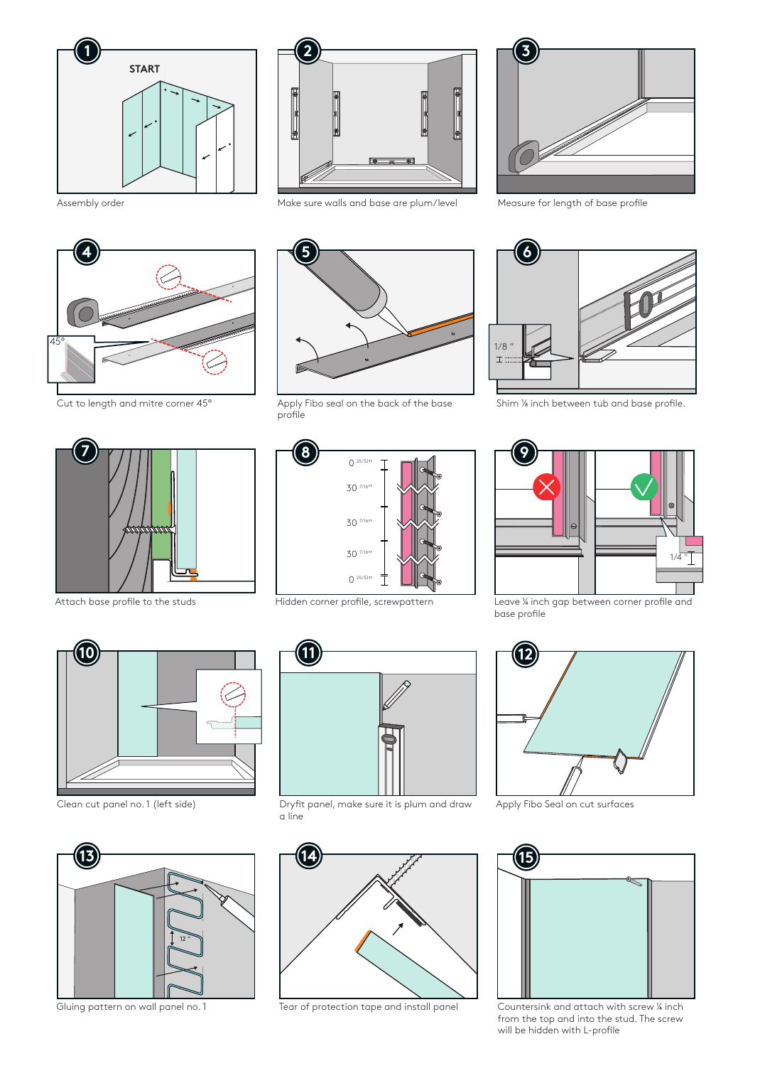1. START

Assembly order

2. Make sure walls and base are plum/level

3. Measure for length of base profile

4. 45°

Cut to length and mitre corner 45°

5. Apply Fibo seal on the back of the base profile

6. 1/8 "

Shim ⅛ inch between tub and base profile.

7. Attach base profile to the studs

8. 0 25/32"

30 7/16"

30 7/16"

30 7/16"

0 25/32"

Hidden corner profile, screwpattern

9. 1/4 "

Leave ¼ inch gap between corner profile and base profile

10. Clean cut panel no. 1 (left side)

11. Dryfit panel, make sure it is plum and draw a line

12. Apply Fibo Seal on cut surfaces

13. 12 "

Gluing pattern on wall panel no. 1

14. Tear of protection tape and install panel

15. Countersink and attach with screw ¼ inch from the top and into the stud. The screw will be hidden with L-profile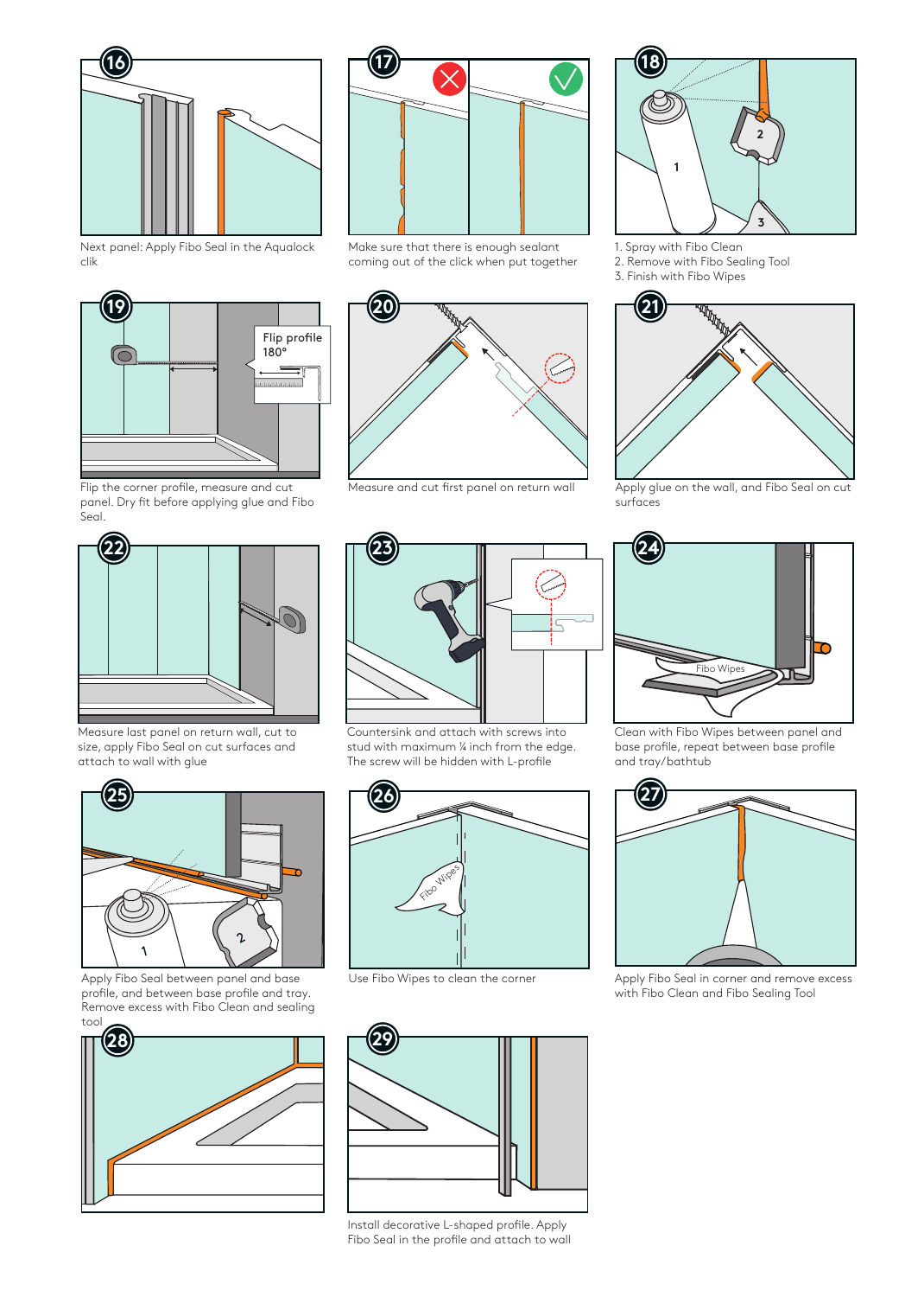**16** Next panel: Apply Fibo Seal in the Aqualock clik

**17** Make sure that there is enough sealant coming out of the click when put together

**18**
1. Spray with Fibo Clean
2. Remove with Fibo Sealing Tool
3. Finish with Fibo Wipes

**19** Flip the corner profile, measure and cut panel. Dry fit before applying glue and Fibo Seal.

Flip profile 180°

**20** Measure and cut first panel on return wall

**21** Apply glue on the wall, and Fibo Seal on cut surfaces

**22** Measure last panel on return wall, cut to size, apply Fibo Seal on cut surfaces and attach to wall with glue

**23** Countersink and attach with screws into stud with maximum ¼ inch from the edge. The screw will be hidden with L-profile

**24** Clean with Fibo Wipes between panel and base profile, repeat between base profile and tray/bathtub

**25** Apply Fibo Seal between panel and base profile, and between base profile and tray. Remove excess with Fibo Clean and sealing tool

**26** Use Fibo Wipes to clean the corner

**27** Apply Fibo Seal in corner and remove excess with Fibo Clean and Fibo Sealing Tool

**28**

**29** Install decorative L-shaped profile. Apply Fibo Seal in the profile and attach to wall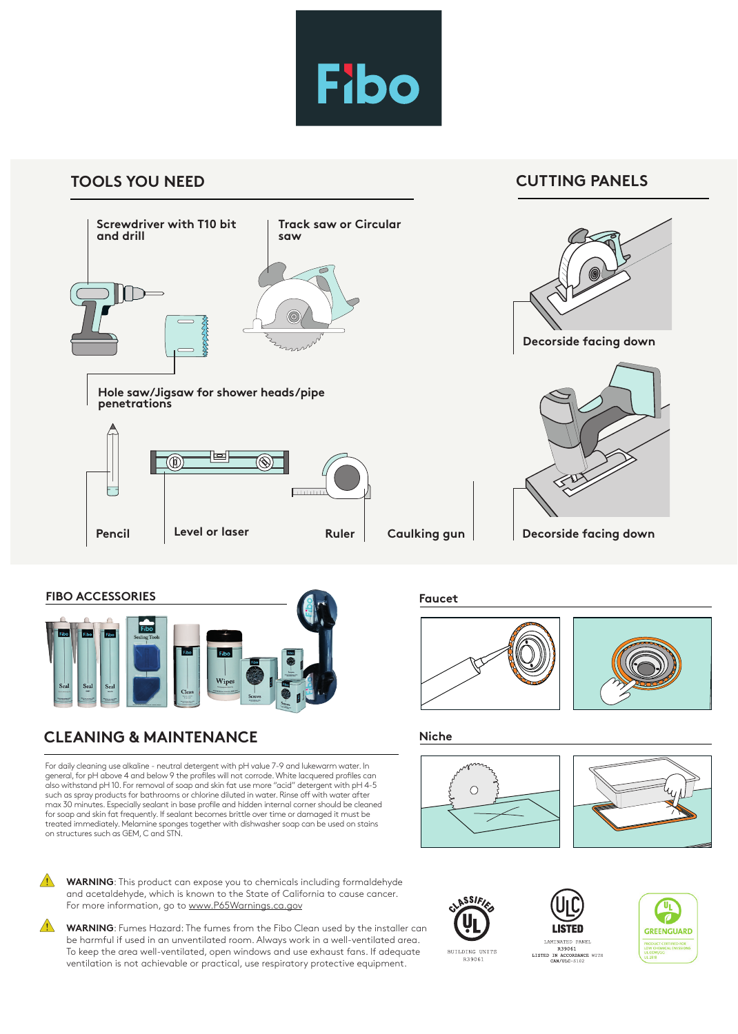Fibo

## TOOLS YOU NEED

Screwdriver with T10 bit and drill

Track saw or Circular saw

Hole saw/Jigsaw for shower heads/pipe penetrations

Pencil

Level or laser

Ruler

Caulking gun

## CUTTING PANELS

Decorside facing down

Decorside facing down

## FIBO ACCESSORIES

## CLEANING & MAINTENANCE

For daily cleaning use alkaline - neutral detergent with pH value 7-9 and lukewarm water. In general, for pH above 4 and below 9 the profiles will not corrode. White lacquered profiles can also withstand pH 10. For removal of soap and skin fat use more "acid" detergent with pH 4-5 such as spray products for bathrooms or chlorine diluted in water. Rinse off with water after max 30 minutes. Especially sealant in base profile and hidden internal corner should be cleaned for soap and skin fat frequently. If sealant becomes brittle over time or damaged it must be treated immediately. Melamine sponges together with dishwasher soap can be used on stains on structures such as GEM, C and STN.

### Faucet

### Niche

**WARNING**: This product can expose you to chemicals including formaldehyde and acetaldehyde, which is known to the State of California to cause cancer. For more information, go to www.P65Warnings.ca.gov

**WARNING**: Fumes Hazard: The fumes from the Fibo Clean used by the installer can be harmful if used in an unventilated room. Always work in a well-ventilated area. To keep the area well-ventilated, open windows and use exhaust fans. If adequate ventilation is not achievable or practical, use respiratory protective equipment.

CLASSIFIED UL BUILDING UNITS R39061

ULC LISTED LAMINATED PANEL R39061 LISTED IN ACCORDANCE WITH CAN/ULC-S102

UL GREENGUARD PRODUCT CERTIFIED FOR LOW CHEMICAL EMISSIONS UL.COM/GG UL 2818